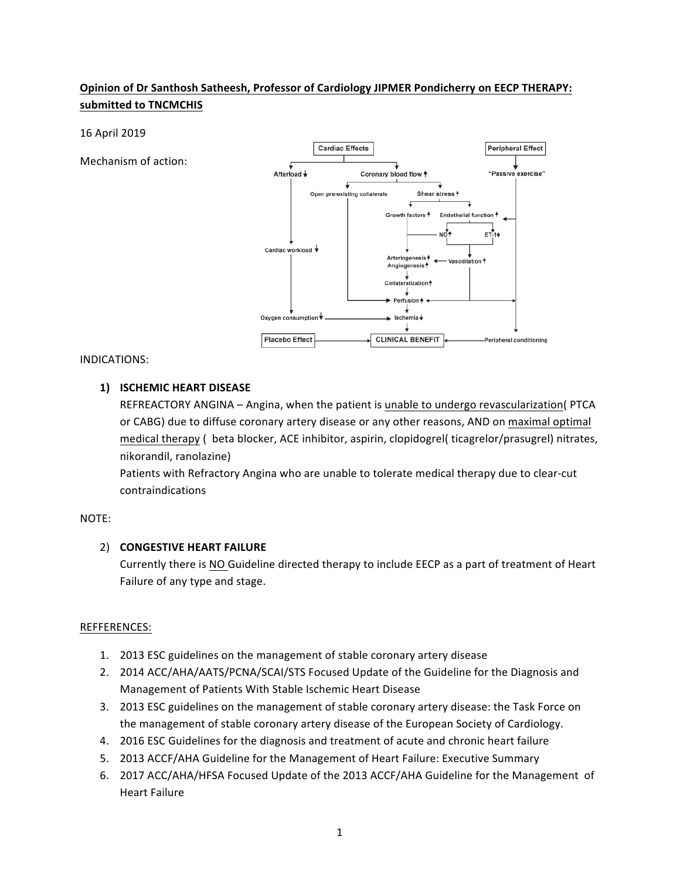**Opinion of Dr Santhosh Satheesh, Professor of Cardiology JIPMER Pondicherry on EECP THERAPY: submitted to TNCMCHIS**

16 April 2019

Mechanism of action:

INDICATIONS:

1) **ISCHEMIC HEART DISEASE**

   REFREACTORY ANGINA – Angina, when the patient is unable to undergo revascularization( PTCA or CABG) due to diffuse coronary artery disease or any other reasons, AND on maximal optimal medical therapy ( beta blocker, ACE inhibitor, aspirin, clopidogrel( ticagrelor/prasugrel) nitrates, nikorandil, ranolazine)

   Patients with Refractory Angina who are unable to tolerate medical therapy due to clear-cut contraindications

NOTE:

2) **CONGESTIVE HEART FAILURE**

   Currently there is NO Guideline directed therapy to include EECP as a part of treatment of Heart Failure of any type and stage.

REFFERENCES:

1. 2013 ESC guidelines on the management of stable coronary artery disease
2. 2014 ACC/AHA/AATS/PCNA/SCAI/STS Focused Update of the Guideline for the Diagnosis and Management of Patients With Stable Ischemic Heart Disease
3. 2013 ESC guidelines on the management of stable coronary artery disease: the Task Force on the management of stable coronary artery disease of the European Society of Cardiology.
4. 2016 ESC Guidelines for the diagnosis and treatment of acute and chronic heart failure
5. 2013 ACCF/AHA Guideline for the Management of Heart Failure: Executive Summary
6. 2017 ACC/AHA/HFSA Focused Update of the 2013 ACCF/AHA Guideline for the Management of Heart Failure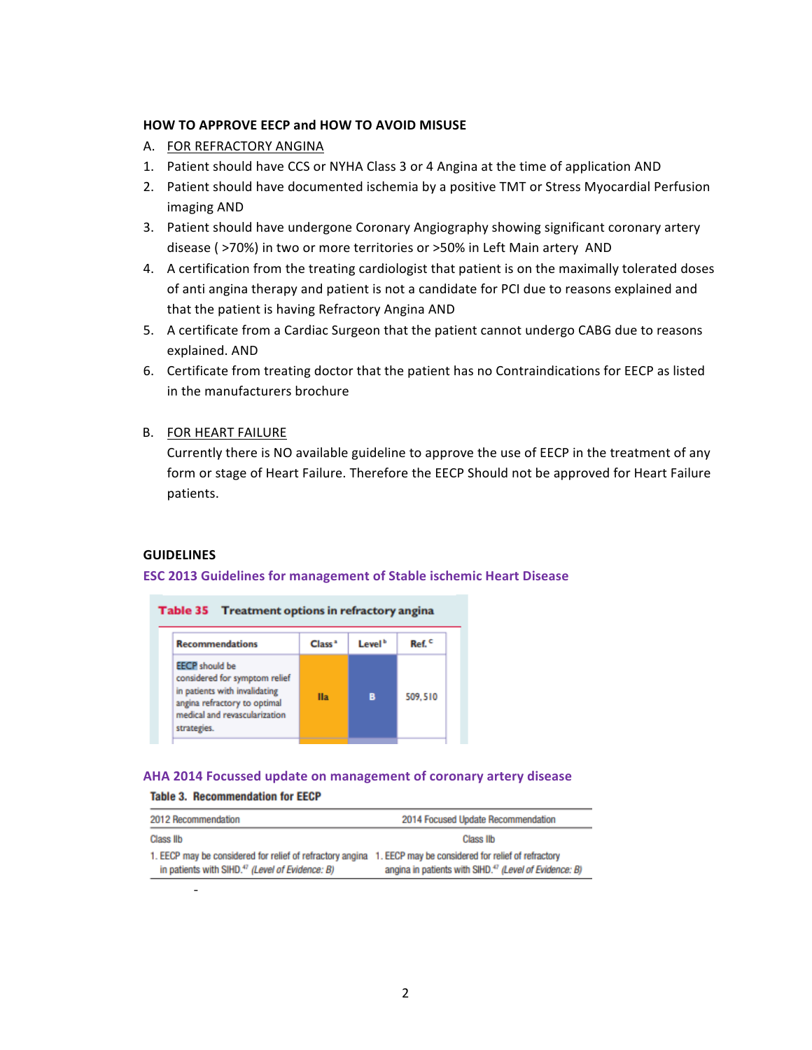**HOW TO APPROVE EECP and HOW TO AVOID MISUSE**

A. FOR REFRACTORY ANGINA

1. Patient should have CCS or NYHA Class 3 or 4 Angina at the time of application AND
2. Patient should have documented ischemia by a positive TMT or Stress Myocardial Perfusion imaging AND
3. Patient should have undergone Coronary Angiography showing significant coronary artery disease ( >70%) in two or more territories or >50% in Left Main artery AND
4. A certification from the treating cardiologist that patient is on the maximally tolerated doses of anti angina therapy and patient is not a candidate for PCI due to reasons explained and that the patient is having Refractory Angina AND
5. A certificate from a Cardiac Surgeon that the patient cannot undergo CABG due to reasons explained. AND
6. Certificate from treating doctor that the patient has no Contraindications for EECP as listed in the manufacturers brochure

B. FOR HEART FAILURE

Currently there is NO available guideline to approve the use of EECP in the treatment of any form or stage of Heart Failure. Therefore the EECP Should not be approved for Heart Failure patients.

**GUIDELINES**

**ESC 2013 Guidelines for management of Stable ischemic Heart Disease**

**Table 35 Treatment options in refractory angina**

| Recommendations | Class[a] | Level[b] | Ref.[c] |
|---|---|---|---|
| EECP should be considered for symptom relief in patients with invalidating angina refractory to optimal medical and revascularization strategies. | IIa | B | 509, 510 |

**AHA 2014 Focussed update on management of coronary artery disease**

**Table 3. Recommendation for EECP**

| 2012 Recommendation | 2014 Focused Update Recommendation |
|---|---|
| Class IIb | Class IIb |
| 1. EECP may be considered for relief of refractory angina in patients with SIHD.[47] *(Level of Evidence: B)* | 1. EECP may be considered for relief of refractory angina in patients with SIHD.[47] *(Level of Evidence: B)* |

-